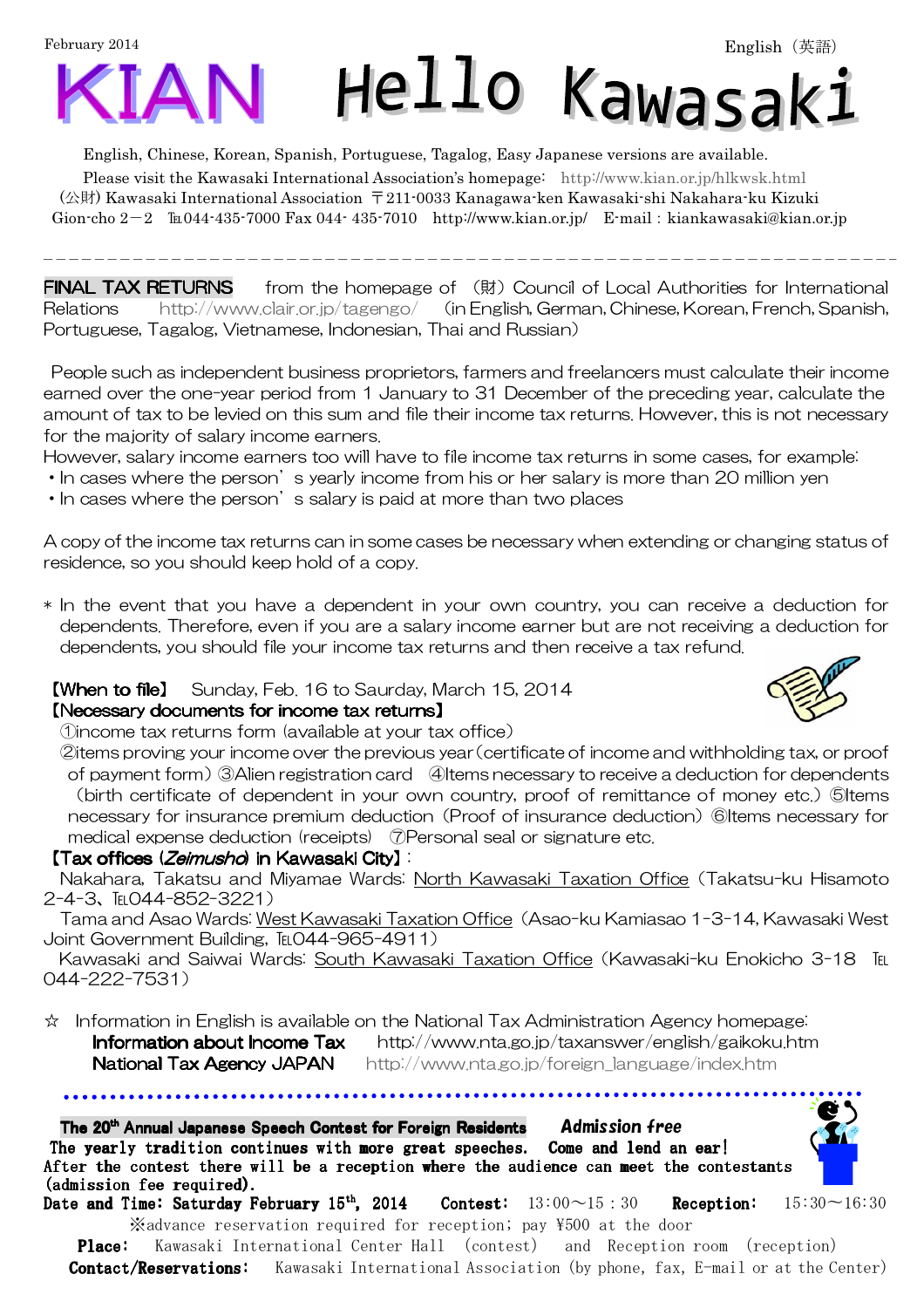February 2014

English（英語）

# KIAN Hello Kawasaki

English, Chinese, Korean, Spanish, Portuguese, Tagalog, Easy Japanese versions are available.

Please visit the Kawasaki International Association's homepage: http://www.kian.or.jp/hlkwsk.html

(公財) Kawasaki International Association 〒211-0033 Kanagawa-ken Kawasaki-shi Nakahara-ku Kizuki Gion-cho 2－2 TEL044-435-7000 Fax 044- 435-7010 http://www.kian.or.jp/ E-mail : kiankawasaki@kian.or.jp

---

## FINAL TAX RETURNS

from the homepage of （財）Council of Local Authorities for International Relations http://www.clair.or.jp/tagengo/ (in English, German, Chinese, Korean, French, Spanish, Portuguese, Tagalog, Vietnamese, Indonesian, Thai and Russian)

People such as independent business proprietors, farmers and freelancers must calculate their income earned over the one-year period from 1 January to 31 December of the preceding year, calculate the amount of tax to be levied on this sum and file their income tax returns. However, this is not necessary for the majority of salary income earners.

However, salary income earners too will have to file income tax returns in some cases, for example:

- In cases where the person's yearly income from his or her salary is more than 20 million yen
- In cases where the person's salary is paid at more than two places

A copy of the income tax returns can in some cases be necessary when extending or changing status of residence, so you should keep hold of a copy.

* In the event that you have a dependent in your own country, you can receive a deduction for dependents. Therefore, even if you are a salary income earner but are not receiving a deduction for dependents, you should file your income tax returns and then receive a tax refund.

**【When to file】** Sunday, Feb. 16 to Saurday, March 15, 2014

**【Necessary documents for income tax returns】**

①income tax returns form (available at your tax office)
②items proving your income over the previous year (certificate of income and withholding tax, or proof of payment form) ③Alien registration card ④Items necessary to receive a deduction for dependents (birth certificate of dependent in your own country, proof of remittance of money etc.) ⑤Items necessary for insurance premium deduction (Proof of insurance deduction) ⑥Items necessary for medical expense deduction (receipts) ⑦Personal seal or signature etc.

**【Tax offices (*Zeimusho*) in Kawasaki City】:**

Nakahara, Takatsu and Miyamae Wards: North Kawasaki Taxation Office (Takatsu-ku Hisamoto 2-4-3、TEL044-852-3221)

Tama and Asao Wards: West Kawasaki Taxation Office (Asao-ku Kamiasao 1-3-14, Kawasaki West Joint Government Building, TEL044-965-4911)

Kawasaki and Saiwai Wards: South Kawasaki Taxation Office (Kawasaki-ku Enokicho 3-18 TEL 044-222-7531)

☆ Information in English is available on the National Tax Administration Agency homepage:

**Information about Income Tax** http://www.nta.go.jp/taxanswer/english/gaikoku.htm
**National Tax Agency JAPAN** http://www.nta.go.jp/foreign_language/index.htm

---

## The 20th Annual Japanese Speech Contest for Foreign Residents

***Admission free***

**The yearly tradition continues with more great speeches. Come and lend an ear!**
**After the contest there will be a reception where the audience can meet the contestants (admission fee required).**

**Date and Time: Saturday February 15th, 2014** **Contest:** 13:00～15：30 **Reception:** 15:30～16:30

※advance reservation required for reception; pay ¥500 at the door

**Place:** Kawasaki International Center Hall (contest) and Reception room (reception)

**Contact/Reservations:** Kawasaki International Association (by phone, fax, E-mail or at the Center)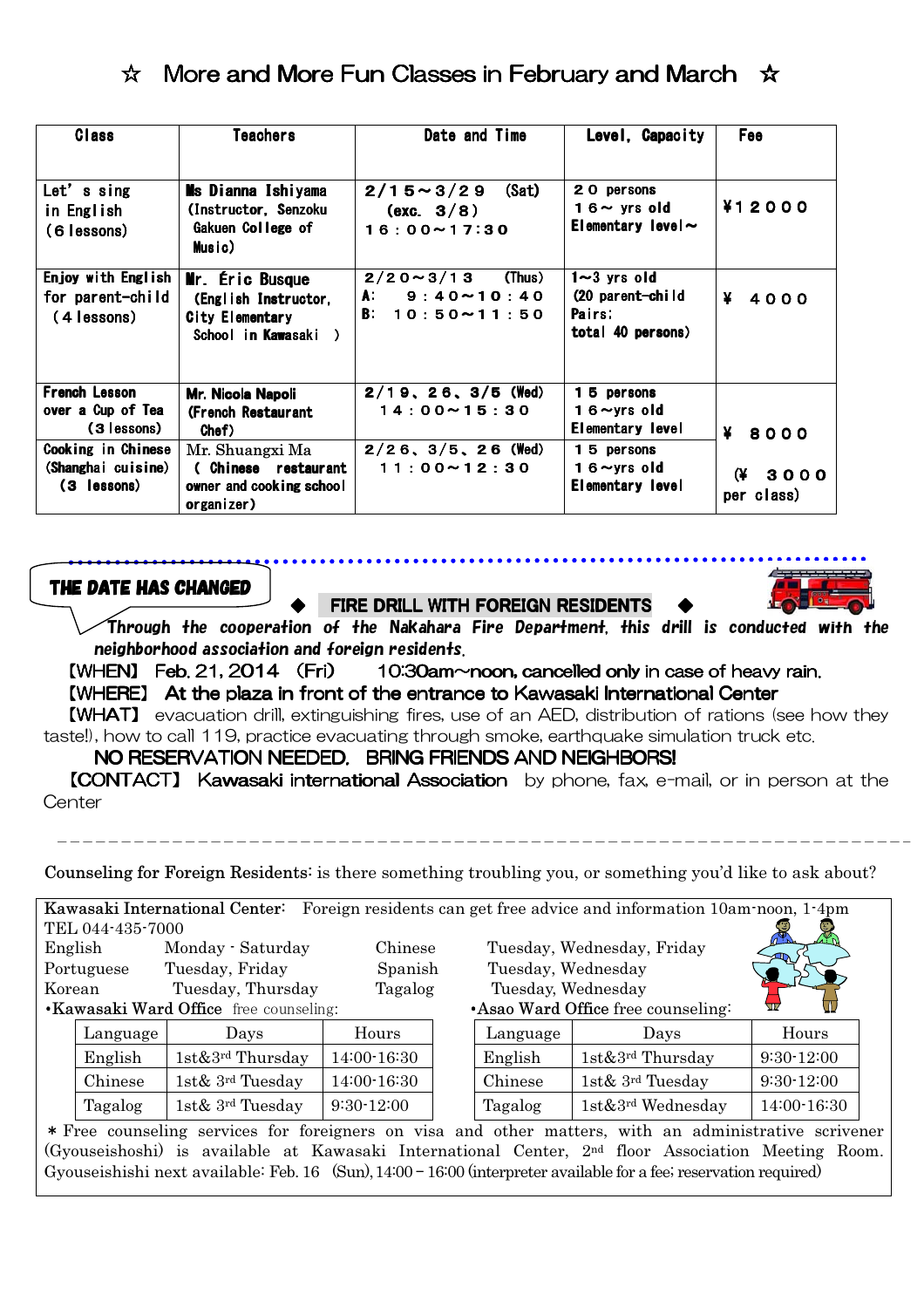# ☆ More and More Fun Classes in February and March ☆

| Class | Teachers | Date and Time | Level, Capacity | Fee |
|---|---|---|---|---|
| Let' s sing in English (6 lessons) | Ms Dianna Ishiyama (Instructor, Senzoku Gakuen College of Music) | 2/15～3/29 (Sat) (exc. 3/8) 16：00～17:30 | 20 persons 16～ yrs old Elementary level～ | ¥12000 |
| Enjoy with English for parent-child (4 lessons) | Mr. Éric Busque (English Instructor, City Elementary School in Kawasaki ) | 2/20～3/13 (Thus) A: 9：40～10：40 B: 10：50～11：50 | 1～3 yrs old (20 parent-child Pairs; total 40 persons) | ¥ 4000 |
| French Lesson over a Cup of Tea (3 lessons) | Mr. Nicola Napoli (French Restaurant Chef) | 2/19、26、3/5 (Wed) 14：00～15：30 | 15 persons 16～yrs old Elementary level | ¥ 8000 (¥ 3000 per class) |
| Cooking in Chinese (Shanghai cuisine) (3 lessons) | Mr. Shuangxi Ma ( Chinese restaurant owner and cooking school organizer) | 2/26、3/5、26 (Wed) 11：00～12：30 | 15 persons 16～yrs old Elementary level | |

**THE DATE HAS CHANGED**

## ◆ FIRE DRILL WITH FOREIGN RESIDENTS ◆

*Through the cooperation of the Nakahara Fire Department, this drill is conducted with the neighborhood association and foreign residents.*

【WHEN】 Feb. 21, 2014 (Fri) 10:30am～noon, cancelled only in case of heavy rain.

【WHERE】 At the plaza in front of the entrance to Kawasaki International Center

【WHAT】 evacuation drill, extinguishing fires, use of an AED, distribution of rations (see how they taste!), how to call 119, practice evacuating through smoke, earthquake simulation truck etc.

**NO RESERVATION NEEDED. BRING FRIENDS AND NEIGHBORS!**

【CONTACT】 Kawasaki international Association by phone, fax, e-mail, or in person at the Center

---

**Counseling for Foreign Residents:** is there something troubling you, or something you'd like to ask about?

**Kawasaki International Center:** Foreign residents can get free advice and information 10am-noon, 1-4pm
TEL 044-435-7000

| | | | |
|---|---|---|---|
| English | Monday - Saturday | Chinese | Tuesday, Wednesday, Friday |
| Portuguese | Tuesday, Friday | Spanish | Tuesday, Wednesday |
| Korean | Tuesday, Thursday | Tagalog | Tuesday, Wednesday |

•**Kawasaki Ward Office** free counseling:

| Language | Days | Hours |
|---|---|---|
| English | 1st&3rd Thursday | 14:00-16:30 |
| Chinese | 1st& 3rd Tuesday | 14:00-16:30 |
| Tagalog | 1st& 3rd Tuesday | 9:30-12:00 |

•**Asao Ward Office** free counseling:

| Language | Days | Hours |
|---|---|---|
| English | 1st&3rd Thursday | 9:30-12:00 |
| Chinese | 1st& 3rd Tuesday | 9:30-12:00 |
| Tagalog | 1st&3rd Wednesday | 14:00-16:30 |

* Free counseling services for foreigners on visa and other matters, with an administrative scrivener (Gyouseishoshi) is available at Kawasaki International Center, 2nd floor Association Meeting Room. Gyouseishishi next available: Feb. 16 (Sun), 14:00 – 16:00 (interpreter available for a fee; reservation required)